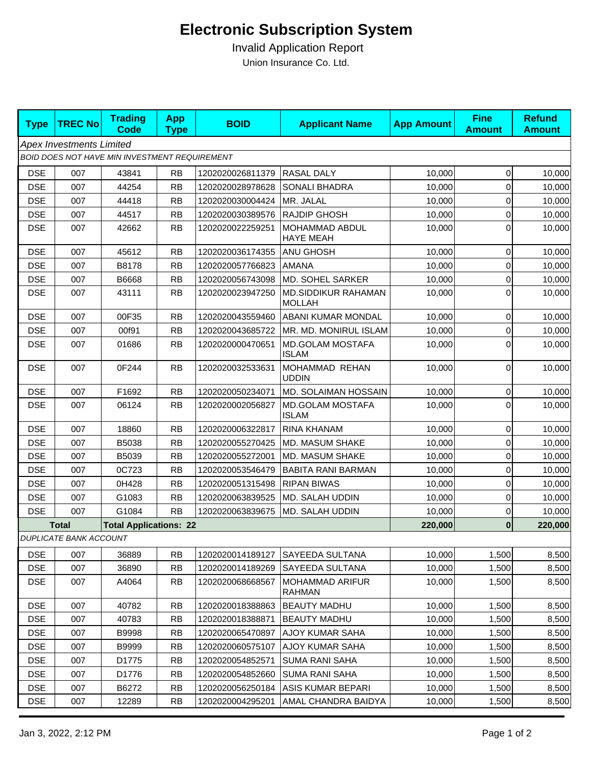# Electronic Subscription System

Invalid Application Report

Union Insurance Co. Ltd.

| Type | TREC No | Trading Code | App Type | BOID | Applicant Name | App Amount | Fine Amount | Refund Amount |
|---|---|---|---|---|---|---|---|---|
| *Apex Investments Limited* | | | | | | | | |
| *BOID DOES NOT HAVE MIN INVESTMENT REQUIREMENT* | | | | | | | | |
| DSE | 007 | 43841 | RB | 1202020026811379 | RASAL DALY | 10,000 | 0 | 10,000 |
| DSE | 007 | 44254 | RB | 1202020028978628 | SONALI BHADRA | 10,000 | 0 | 10,000 |
| DSE | 007 | 44418 | RB | 1202020030004424 | MR. JALAL | 10,000 | 0 | 10,000 |
| DSE | 007 | 44517 | RB | 1202020030389576 | RAJDIP GHOSH | 10,000 | 0 | 10,000 |
| DSE | 007 | 42662 | RB | 1202020022259251 | MOHAMMAD ABDUL HAYE MEAH | 10,000 | 0 | 10,000 |
| DSE | 007 | 45612 | RB | 1202020036174355 | ANU GHOSH | 10,000 | 0 | 10,000 |
| DSE | 007 | B8178 | RB | 1202020057766823 | AMANA | 10,000 | 0 | 10,000 |
| DSE | 007 | B6668 | RB | 1202020056743098 | MD. SOHEL SARKER | 10,000 | 0 | 10,000 |
| DSE | 007 | 43111 | RB | 1202020023947250 | MD.SIDDIKUR RAHAMAN MOLLAH | 10,000 | 0 | 10,000 |
| DSE | 007 | 00F35 | RB | 1202020043559460 | ABANI KUMAR MONDAL | 10,000 | 0 | 10,000 |
| DSE | 007 | 00f91 | RB | 1202020043685722 | MR. MD. MONIRUL ISLAM | 10,000 | 0 | 10,000 |
| DSE | 007 | 01686 | RB | 1202020000470651 | MD.GOLAM MOSTAFA ISLAM | 10,000 | 0 | 10,000 |
| DSE | 007 | 0F244 | RB | 1202020032533631 | MOHAMMAD REHAN UDDIN | 10,000 | 0 | 10,000 |
| DSE | 007 | F1692 | RB | 1202020050234071 | MD. SOLAIMAN HOSSAIN | 10,000 | 0 | 10,000 |
| DSE | 007 | 06124 | RB | 1202020002056827 | MD.GOLAM MOSTAFA ISLAM | 10,000 | 0 | 10,000 |
| DSE | 007 | 18860 | RB | 1202020006322817 | RINA KHANAM | 10,000 | 0 | 10,000 |
| DSE | 007 | B5038 | RB | 1202020055270425 | MD. MASUM SHAKE | 10,000 | 0 | 10,000 |
| DSE | 007 | B5039 | RB | 1202020055272001 | MD. MASUM SHAKE | 10,000 | 0 | 10,000 |
| DSE | 007 | 0C723 | RB | 1202020053546479 | BABITA RANI BARMAN | 10,000 | 0 | 10,000 |
| DSE | 007 | 0H428 | RB | 1202020051315498 | RIPAN BIWAS | 10,000 | 0 | 10,000 |
| DSE | 007 | G1083 | RB | 1202020063839525 | MD. SALAH UDDIN | 10,000 | 0 | 10,000 |
| DSE | 007 | G1084 | RB | 1202020063839675 | MD. SALAH UDDIN | 10,000 | 0 | 10,000 |
| **Total** | | **Total Applications: 22** | | | | **220,000** | **0** | **220,000** |
| *DUPLICATE BANK ACCOUNT* | | | | | | | | |
| DSE | 007 | 36889 | RB | 1202020014189127 | SAYEEDA SULTANA | 10,000 | 1,500 | 8,500 |
| DSE | 007 | 36890 | RB | 1202020014189269 | SAYEEDA SULTANA | 10,000 | 1,500 | 8,500 |
| DSE | 007 | A4064 | RB | 1202020068668567 | MOHAMMAD ARIFUR RAHMAN | 10,000 | 1,500 | 8,500 |
| DSE | 007 | 40782 | RB | 1202020018388863 | BEAUTY MADHU | 10,000 | 1,500 | 8,500 |
| DSE | 007 | 40783 | RB | 1202020018388871 | BEAUTY MADHU | 10,000 | 1,500 | 8,500 |
| DSE | 007 | B9998 | RB | 1202020065470897 | AJOY KUMAR SAHA | 10,000 | 1,500 | 8,500 |
| DSE | 007 | B9999 | RB | 1202020060575107 | AJOY KUMAR SAHA | 10,000 | 1,500 | 8,500 |
| DSE | 007 | D1775 | RB | 1202020054852571 | SUMA RANI SAHA | 10,000 | 1,500 | 8,500 |
| DSE | 007 | D1776 | RB | 1202020054852660 | SUMA RANI SAHA | 10,000 | 1,500 | 8,500 |
| DSE | 007 | B6272 | RB | 1202020056250184 | ASIS KUMAR BEPARI | 10,000 | 1,500 | 8,500 |
| DSE | 007 | 12289 | RB | 1202020004295201 | AMAL CHANDRA BAIDYA | 10,000 | 1,500 | 8,500 |

Jan 3, 2022, 2:12 PM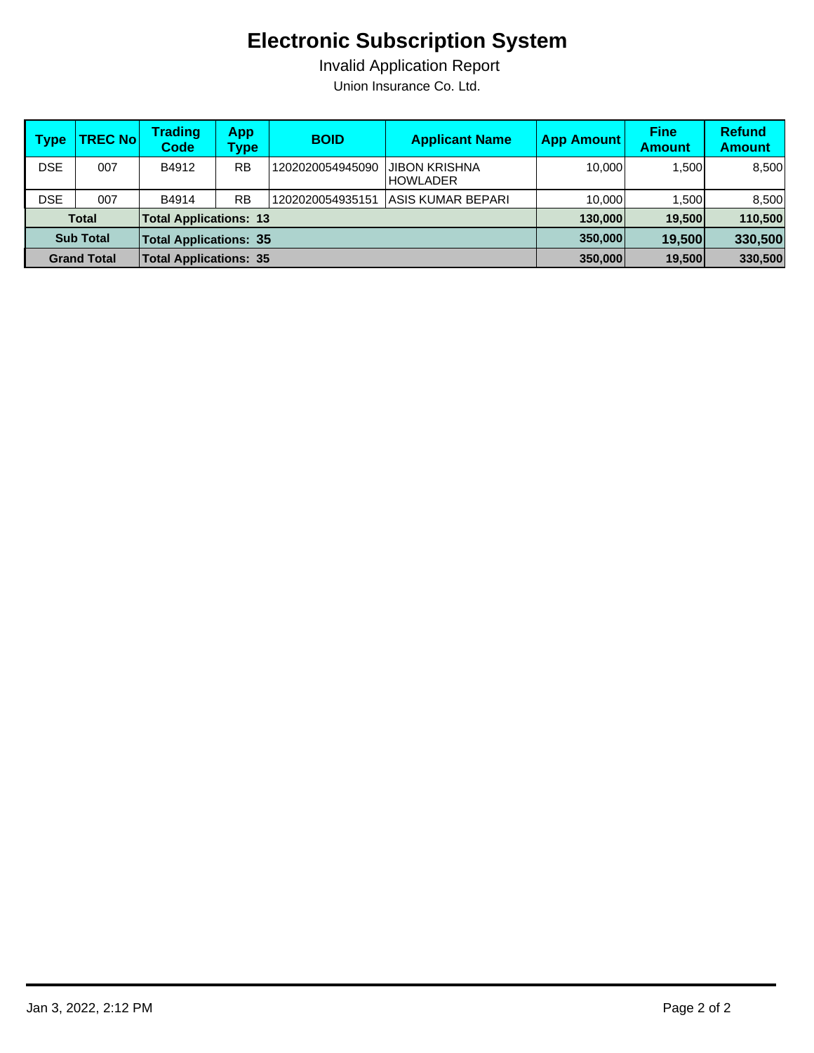# Electronic Subscription System

Invalid Application Report

Union Insurance Co. Ltd.

| Type | TREC No | Trading Code | App Type | BOID | Applicant Name | App Amount | Fine Amount | Refund Amount |
|---|---|---|---|---|---|---|---|---|
| DSE | 007 | B4912 | RB | 1202020054945090 | JIBON KRISHNA HOWLADER | 10,000 | 1,500 | 8,500 |
| DSE | 007 | B4914 | RB | 1202020054935151 | ASIS KUMAR BEPARI | 10,000 | 1,500 | 8,500 |
| **Total** | **Total Applications: 13** | | | | | **130,000** | **19,500** | **110,500** |
| **Sub Total** | **Total Applications: 35** | | | | | **350,000** | **19,500** | **330,500** |
| **Grand Total** | **Total Applications: 35** | | | | | **350,000** | **19,500** | **330,500** |

Jan 3, 2022, 2:12 PM